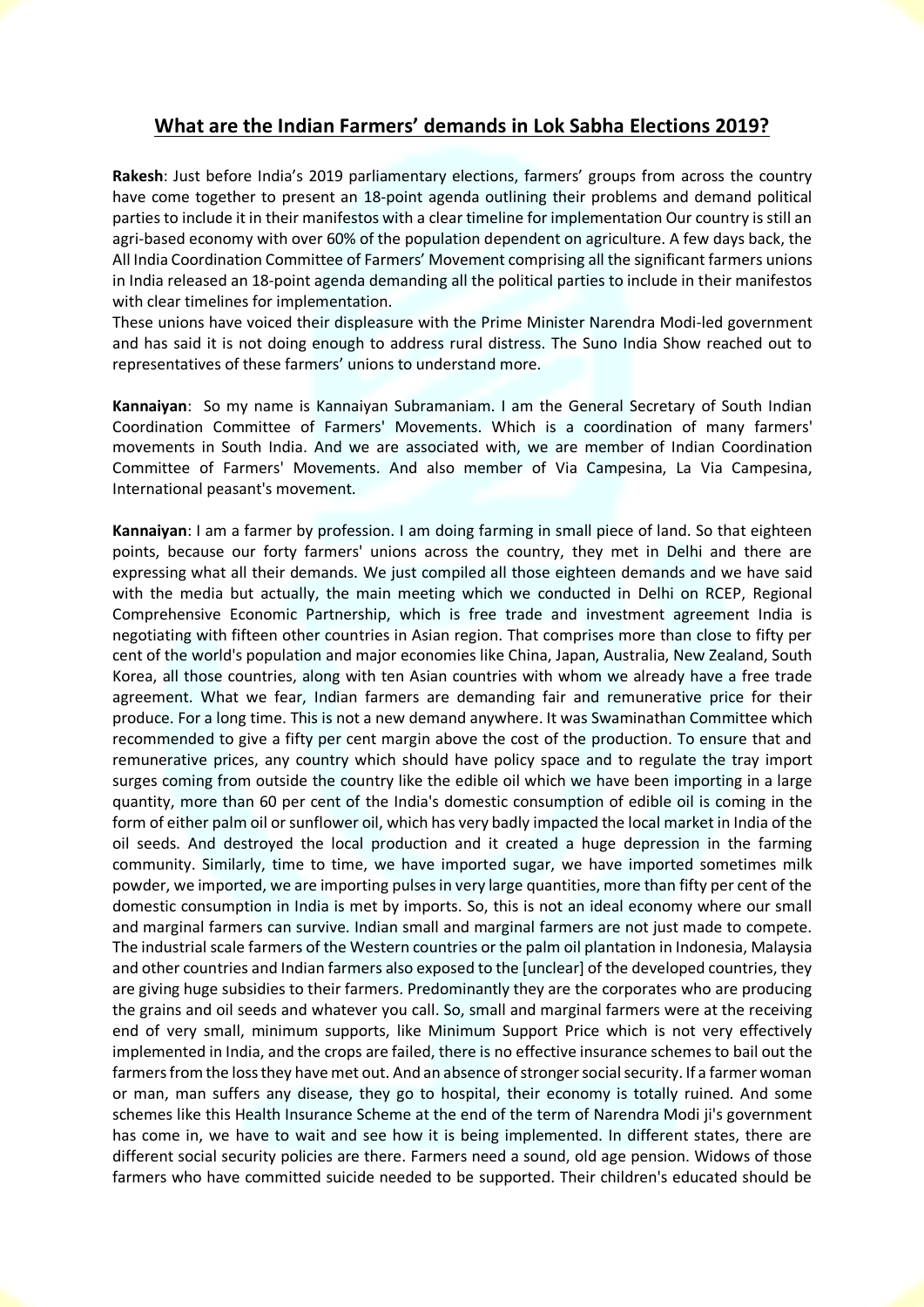# What are the Indian Farmers' demands in Lok Sabha Elections 2019?

**Rakesh**: Just before India's 2019 parliamentary elections, farmers' groups from across the country have come together to present an 18-point agenda outlining their problems and demand political parties to include it in their manifestos with a clear timeline for implementation Our country is still an agri-based economy with over 60% of the population dependent on agriculture. A few days back, the All India Coordination Committee of Farmers' Movement comprising all the significant farmers unions in India released an 18-point agenda demanding all the political parties to include in their manifestos with clear timelines for implementation.

These unions have voiced their displeasure with the Prime Minister Narendra Modi-led government and has said it is not doing enough to address rural distress. The Suno India Show reached out to representatives of these farmers' unions to understand more.

**Kannaiyan**: So my name is Kannaiyan Subramaniam. I am the General Secretary of South Indian Coordination Committee of Farmers' Movements. Which is a coordination of many farmers' movements in South India. And we are associated with, we are member of Indian Coordination Committee of Farmers' Movements. And also member of Via Campesina, La Via Campesina, International peasant's movement.

**Kannaiyan**: I am a farmer by profession. I am doing farming in small piece of land. So that eighteen points, because our forty farmers' unions across the country, they met in Delhi and there are expressing what all their demands. We just compiled all those eighteen demands and we have said with the media but actually, the main meeting which we conducted in Delhi on RCEP, Regional Comprehensive Economic Partnership, which is free trade and investment agreement India is negotiating with fifteen other countries in Asian region. That comprises more than close to fifty per cent of the world's population and major economies like China, Japan, Australia, New Zealand, South Korea, all those countries, along with ten Asian countries with whom we already have a free trade agreement. What we fear, Indian farmers are demanding fair and remunerative price for their produce. For a long time. This is not a new demand anywhere. It was Swaminathan Committee which recommended to give a fifty per cent margin above the cost of the production. To ensure that and remunerative prices, any country which should have policy space and to regulate the tray import surges coming from outside the country like the edible oil which we have been importing in a large quantity, more than 60 per cent of the India's domestic consumption of edible oil is coming in the form of either palm oil or sunflower oil, which has very badly impacted the local market in India of the oil seeds. And destroyed the local production and it created a huge depression in the farming community. Similarly, time to time, we have imported sugar, we have imported sometimes milk powder, we imported, we are importing pulses in very large quantities, more than fifty per cent of the domestic consumption in India is met by imports. So, this is not an ideal economy where our small and marginal farmers can survive. Indian small and marginal farmers are not just made to compete. The industrial scale farmers of the Western countries or the palm oil plantation in Indonesia, Malaysia and other countries and Indian farmers also exposed to the [unclear] of the developed countries, they are giving huge subsidies to their farmers. Predominantly they are the corporates who are producing the grains and oil seeds and whatever you call. So, small and marginal farmers were at the receiving end of very small, minimum supports, like Minimum Support Price which is not very effectively implemented in India, and the crops are failed, there is no effective insurance schemes to bail out the farmers from the loss they have met out. And an absence of stronger social security. If a farmer woman or man, man suffers any disease, they go to hospital, their economy is totally ruined. And some schemes like this Health Insurance Scheme at the end of the term of Narendra Modi ji's government has come in, we have to wait and see how it is being implemented. In different states, there are different social security policies are there. Farmers need a sound, old age pension. Widows of those farmers who have committed suicide needed to be supported. Their children's educated should be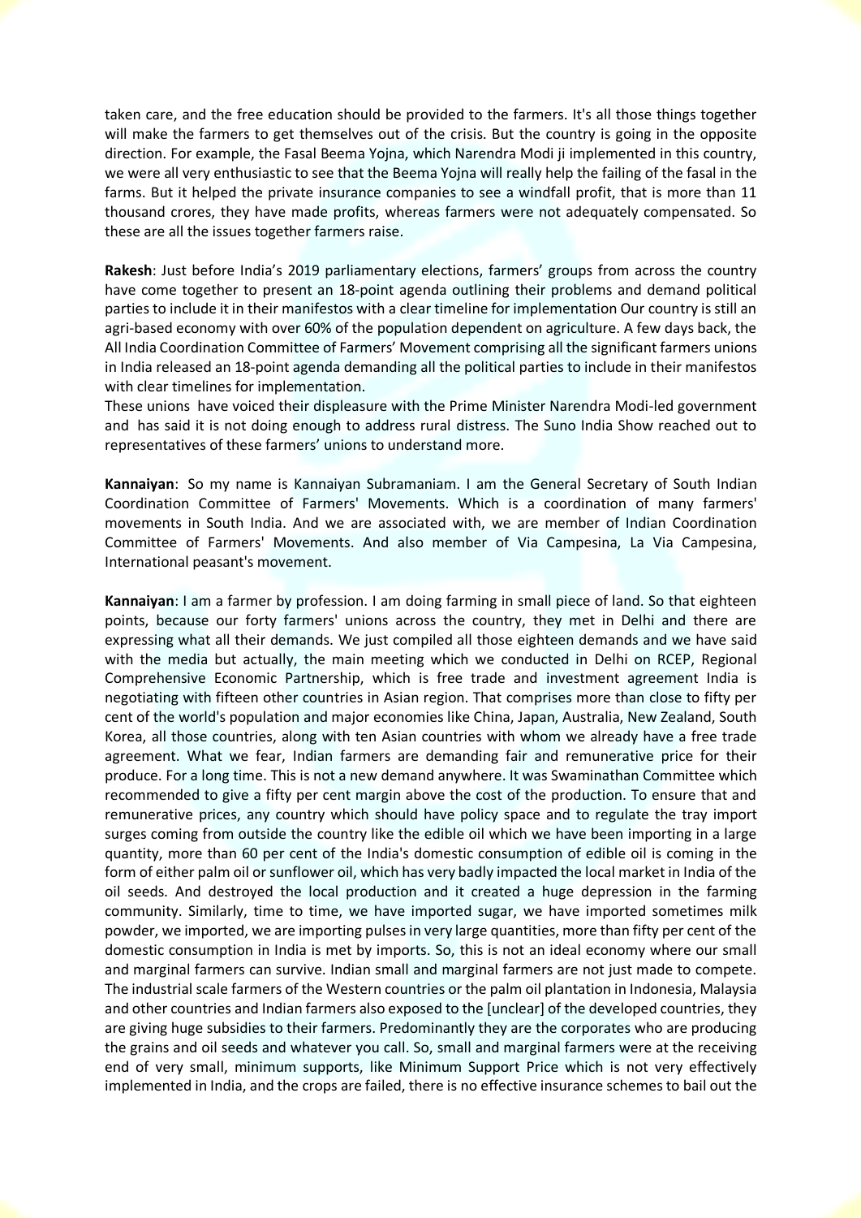taken care, and the free education should be provided to the farmers. It's all those things together will make the farmers to get themselves out of the crisis. But the country is going in the opposite direction. For example, the Fasal Beema Yojna, which Narendra Modi ji implemented in this country, we were all very enthusiastic to see that the Beema Yojna will really help the failing of the fasal in the farms. But it helped the private insurance companies to see a windfall profit, that is more than 11 thousand crores, they have made profits, whereas farmers were not adequately compensated. So these are all the issues together farmers raise.

**Rakesh**: Just before India's 2019 parliamentary elections, farmers' groups from across the country have come together to present an 18-point agenda outlining their problems and demand political parties to include it in their manifestos with a clear timeline for implementation Our country is still an agri-based economy with over 60% of the population dependent on agriculture. A few days back, the All India Coordination Committee of Farmers' Movement comprising all the significant farmers unions in India released an 18-point agenda demanding all the political parties to include in their manifestos with clear timelines for implementation.
These unions have voiced their displeasure with the Prime Minister Narendra Modi-led government and has said it is not doing enough to address rural distress. The Suno India Show reached out to representatives of these farmers' unions to understand more.

**Kannaiyan**: So my name is Kannaiyan Subramaniam. I am the General Secretary of South Indian Coordination Committee of Farmers' Movements. Which is a coordination of many farmers' movements in South India. And we are associated with, we are member of Indian Coordination Committee of Farmers' Movements. And also member of Via Campesina, La Via Campesina, International peasant's movement.

**Kannaiyan**: I am a farmer by profession. I am doing farming in small piece of land. So that eighteen points, because our forty farmers' unions across the country, they met in Delhi and there are expressing what all their demands. We just compiled all those eighteen demands and we have said with the media but actually, the main meeting which we conducted in Delhi on RCEP, Regional Comprehensive Economic Partnership, which is free trade and investment agreement India is negotiating with fifteen other countries in Asian region. That comprises more than close to fifty per cent of the world's population and major economies like China, Japan, Australia, New Zealand, South Korea, all those countries, along with ten Asian countries with whom we already have a free trade agreement. What we fear, Indian farmers are demanding fair and remunerative price for their produce. For a long time. This is not a new demand anywhere. It was Swaminathan Committee which recommended to give a fifty per cent margin above the cost of the production. To ensure that and remunerative prices, any country which should have policy space and to regulate the tray import surges coming from outside the country like the edible oil which we have been importing in a large quantity, more than 60 per cent of the India's domestic consumption of edible oil is coming in the form of either palm oil or sunflower oil, which has very badly impacted the local market in India of the oil seeds. And destroyed the local production and it created a huge depression in the farming community. Similarly, time to time, we have imported sugar, we have imported sometimes milk powder, we imported, we are importing pulses in very large quantities, more than fifty per cent of the domestic consumption in India is met by imports. So, this is not an ideal economy where our small and marginal farmers can survive. Indian small and marginal farmers are not just made to compete. The industrial scale farmers of the Western countries or the palm oil plantation in Indonesia, Malaysia and other countries and Indian farmers also exposed to the [unclear] of the developed countries, they are giving huge subsidies to their farmers. Predominantly they are the corporates who are producing the grains and oil seeds and whatever you call. So, small and marginal farmers were at the receiving end of very small, minimum supports, like Minimum Support Price which is not very effectively implemented in India, and the crops are failed, there is no effective insurance schemes to bail out the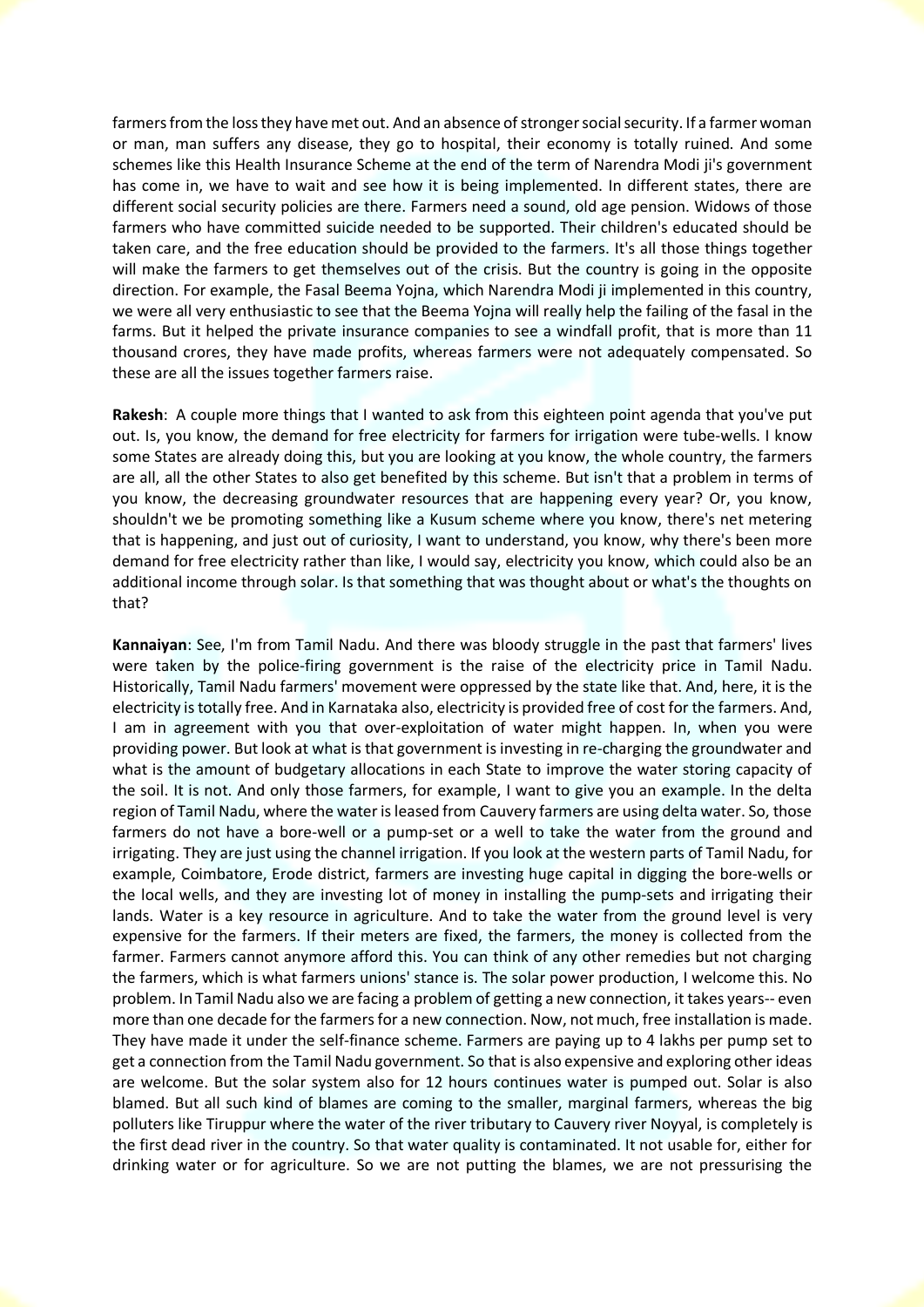farmers from the loss they have met out. And an absence of stronger social security. If a farmer woman or man, man suffers any disease, they go to hospital, their economy is totally ruined. And some schemes like this Health Insurance Scheme at the end of the term of Narendra Modi ji's government has come in, we have to wait and see how it is being implemented. In different states, there are different social security policies are there. Farmers need a sound, old age pension. Widows of those farmers who have committed suicide needed to be supported. Their children's educated should be taken care, and the free education should be provided to the farmers. It's all those things together will make the farmers to get themselves out of the crisis. But the country is going in the opposite direction. For example, the Fasal Beema Yojna, which Narendra Modi ji implemented in this country, we were all very enthusiastic to see that the Beema Yojna will really help the failing of the fasal in the farms. But it helped the private insurance companies to see a windfall profit, that is more than 11 thousand crores, they have made profits, whereas farmers were not adequately compensated. So these are all the issues together farmers raise.

**Rakesh**: A couple more things that I wanted to ask from this eighteen point agenda that you've put out. Is, you know, the demand for free electricity for farmers for irrigation were tube-wells. I know some States are already doing this, but you are looking at you know, the whole country, the farmers are all, all the other States to also get benefited by this scheme. But isn't that a problem in terms of you know, the decreasing groundwater resources that are happening every year? Or, you know, shouldn't we be promoting something like a Kusum scheme where you know, there's net metering that is happening, and just out of curiosity, I want to understand, you know, why there's been more demand for free electricity rather than like, I would say, electricity you know, which could also be an additional income through solar. Is that something that was thought about or what's the thoughts on that?

**Kannaiyan**: See, I'm from Tamil Nadu. And there was bloody struggle in the past that farmers' lives were taken by the police-firing government is the raise of the electricity price in Tamil Nadu. Historically, Tamil Nadu farmers' movement were oppressed by the state like that. And, here, it is the electricity is totally free. And in Karnataka also, electricity is provided free of cost for the farmers. And, I am in agreement with you that over-exploitation of water might happen. In, when you were providing power. But look at what is that government is investing in re-charging the groundwater and what is the amount of budgetary allocations in each State to improve the water storing capacity of the soil. It is not. And only those farmers, for example, I want to give you an example. In the delta region of Tamil Nadu, where the water is leased from Cauvery farmers are using delta water. So, those farmers do not have a bore-well or a pump-set or a well to take the water from the ground and irrigating. They are just using the channel irrigation. If you look at the western parts of Tamil Nadu, for example, Coimbatore, Erode district, farmers are investing huge capital in digging the bore-wells or the local wells, and they are investing lot of money in installing the pump-sets and irrigating their lands. Water is a key resource in agriculture. And to take the water from the ground level is very expensive for the farmers. If their meters are fixed, the farmers, the money is collected from the farmer. Farmers cannot anymore afford this. You can think of any other remedies but not charging the farmers, which is what farmers unions' stance is. The solar power production, I welcome this. No problem. In Tamil Nadu also we are facing a problem of getting a new connection, it takes years-- even more than one decade for the farmers for a new connection. Now, not much, free installation is made. They have made it under the self-finance scheme. Farmers are paying up to 4 lakhs per pump set to get a connection from the Tamil Nadu government. So that is also expensive and exploring other ideas are welcome. But the solar system also for 12 hours continues water is pumped out. Solar is also blamed. But all such kind of blames are coming to the smaller, marginal farmers, whereas the big polluters like Tiruppur where the water of the river tributary to Cauvery river Noyyal, is completely is the first dead river in the country. So that water quality is contaminated. It not usable for, either for drinking water or for agriculture. So we are not putting the blames, we are not pressurising the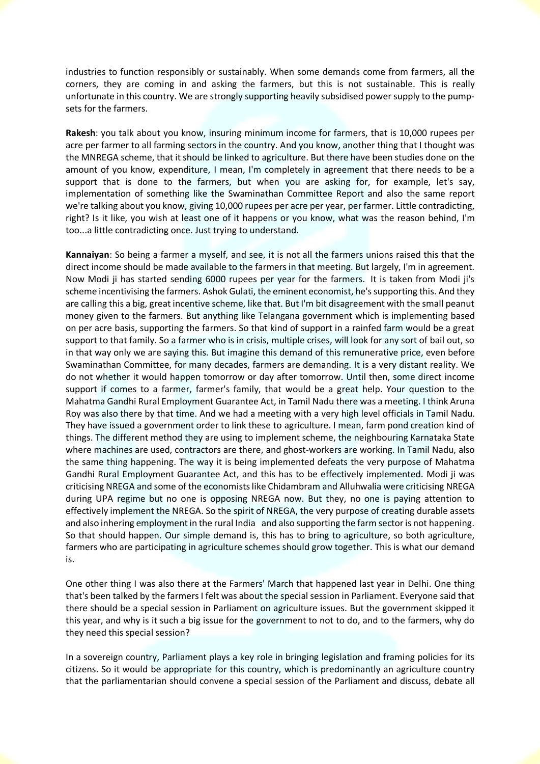industries to function responsibly or sustainably. When some demands come from farmers, all the corners, they are coming in and asking the farmers, but this is not sustainable. This is really unfortunate in this country. We are strongly supporting heavily subsidised power supply to the pump-sets for the farmers.

**Rakesh**: you talk about you know, insuring minimum income for farmers, that is 10,000 rupees per acre per farmer to all farming sectors in the country. And you know, another thing that I thought was the MNREGA scheme, that it should be linked to agriculture. But there have been studies done on the amount of you know, expenditure, I mean, I'm completely in agreement that there needs to be a support that is done to the farmers, but when you are asking for, for example, let's say, implementation of something like the Swaminathan Committee Report and also the same report we're talking about you know, giving 10,000 rupees per acre per year, per farmer. Little contradicting, right? Is it like, you wish at least one of it happens or you know, what was the reason behind, I'm too...a little contradicting once. Just trying to understand.

**Kannaiyan**: So being a farmer a myself, and see, it is not all the farmers unions raised this that the direct income should be made available to the farmers in that meeting. But largely, I'm in agreement. Now Modi ji has started sending 6000 rupees per year for the farmers. It is taken from Modi ji's scheme incentivising the farmers. Ashok Gulati, the eminent economist, he's supporting this. And they are calling this a big, great incentive scheme, like that. But I'm bit disagreement with the small peanut money given to the farmers. But anything like Telangana government which is implementing based on per acre basis, supporting the farmers. So that kind of support in a rainfed farm would be a great support to that family. So a farmer who is in crisis, multiple crises, will look for any sort of bail out, so in that way only we are saying this. But imagine this demand of this remunerative price, even before Swaminathan Committee, for many decades, farmers are demanding. It is a very distant reality. We do not whether it would happen tomorrow or day after tomorrow. Until then, some direct income support if comes to a farmer, farmer's family, that would be a great help. Your question to the Mahatma Gandhi Rural Employment Guarantee Act, in Tamil Nadu there was a meeting. I think Aruna Roy was also there by that time. And we had a meeting with a very high level officials in Tamil Nadu. They have issued a government order to link these to agriculture. I mean, farm pond creation kind of things. The different method they are using to implement scheme, the neighbouring Karnataka State where machines are used, contractors are there, and ghost-workers are working. In Tamil Nadu, also the same thing happening. The way it is being implemented defeats the very purpose of Mahatma Gandhi Rural Employment Guarantee Act, and this has to be effectively implemented. Modi ji was criticising NREGA and some of the economists like Chidambram and Alluhwalia were criticising NREGA during UPA regime but no one is opposing NREGA now. But they, no one is paying attention to effectively implement the NREGA. So the spirit of NREGA, the very purpose of creating durable assets and also inhering employment in the rural India and also supporting the farm sector is not happening. So that should happen. Our simple demand is, this has to bring to agriculture, so both agriculture, farmers who are participating in agriculture schemes should grow together. This is what our demand is.

One other thing I was also there at the Farmers' March that happened last year in Delhi. One thing that's been talked by the farmers I felt was about the special session in Parliament. Everyone said that there should be a special session in Parliament on agriculture issues. But the government skipped it this year, and why is it such a big issue for the government to not to do, and to the farmers, why do they need this special session?

In a sovereign country, Parliament plays a key role in bringing legislation and framing policies for its citizens. So it would be appropriate for this country, which is predominantly an agriculture country that the parliamentarian should convene a special session of the Parliament and discuss, debate all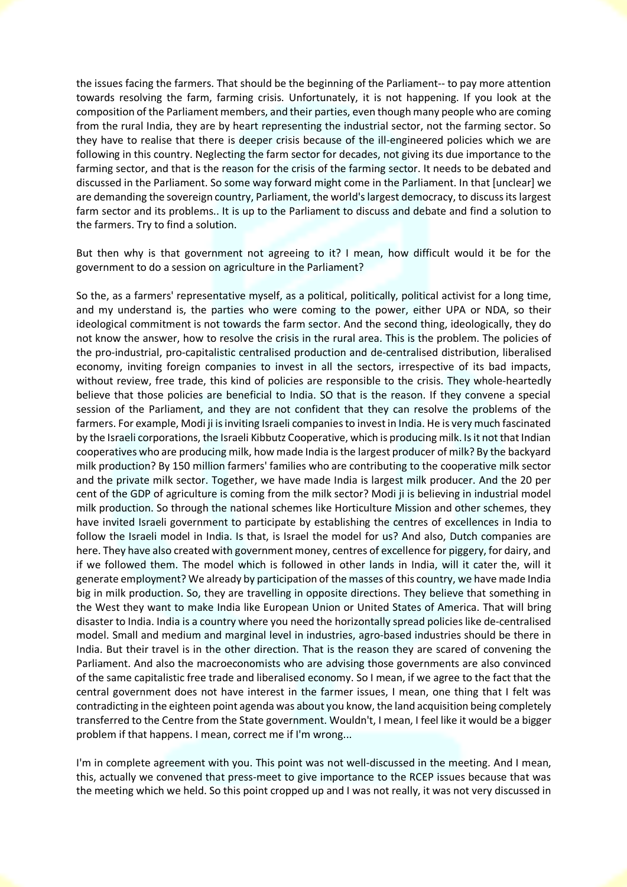the issues facing the farmers. That should be the beginning of the Parliament-- to pay more attention towards resolving the farm, farming crisis. Unfortunately, it is not happening. If you look at the composition of the Parliament members, and their parties, even though many people who are coming from the rural India, they are by heart representing the industrial sector, not the farming sector. So they have to realise that there is deeper crisis because of the ill-engineered policies which we are following in this country. Neglecting the farm sector for decades, not giving its due importance to the farming sector, and that is the reason for the crisis of the farming sector. It needs to be debated and discussed in the Parliament. So some way forward might come in the Parliament. In that [unclear] we are demanding the sovereign country, Parliament, the world's largest democracy, to discuss its largest farm sector and its problems.. It is up to the Parliament to discuss and debate and find a solution to the farmers. Try to find a solution.

But then why is that government not agreeing to it? I mean, how difficult would it be for the government to do a session on agriculture in the Parliament?

So the, as a farmers' representative myself, as a political, politically, political activist for a long time, and my understand is, the parties who were coming to the power, either UPA or NDA, so their ideological commitment is not towards the farm sector. And the second thing, ideologically, they do not know the answer, how to resolve the crisis in the rural area. This is the problem. The policies of the pro-industrial, pro-capitalistic centralised production and de-centralised distribution, liberalised economy, inviting foreign companies to invest in all the sectors, irrespective of its bad impacts, without review, free trade, this kind of policies are responsible to the crisis. They whole-heartedly believe that those policies are beneficial to India. SO that is the reason. If they convene a special session of the Parliament, and they are not confident that they can resolve the problems of the farmers. For example, Modi ji is inviting Israeli companies to invest in India. He is very much fascinated by the Israeli corporations, the Israeli Kibbutz Cooperative, which is producing milk. Is it not that Indian cooperatives who are producing milk, how made India is the largest producer of milk? By the backyard milk production? By 150 million farmers' families who are contributing to the cooperative milk sector and the private milk sector. Together, we have made India is largest milk producer. And the 20 per cent of the GDP of agriculture is coming from the milk sector? Modi ji is believing in industrial model milk production. So through the national schemes like Horticulture Mission and other schemes, they have invited Israeli government to participate by establishing the centres of excellences in India to follow the Israeli model in India. Is that, is Israel the model for us? And also, Dutch companies are here. They have also created with government money, centres of excellence for piggery, for dairy, and if we followed them. The model which is followed in other lands in India, will it cater the, will it generate employment? We already by participation of the masses of this country, we have made India big in milk production. So, they are travelling in opposite directions. They believe that something in the West they want to make India like European Union or United States of America. That will bring disaster to India. India is a country where you need the horizontally spread policies like de-centralised model. Small and medium and marginal level in industries, agro-based industries should be there in India. But their travel is in the other direction. That is the reason they are scared of convening the Parliament. And also the macroeconomists who are advising those governments are also convinced of the same capitalistic free trade and liberalised economy. So I mean, if we agree to the fact that the central government does not have interest in the farmer issues, I mean, one thing that I felt was contradicting in the eighteen point agenda was about you know, the land acquisition being completely transferred to the Centre from the State government. Wouldn't, I mean, I feel like it would be a bigger problem if that happens. I mean, correct me if I'm wrong...

I'm in complete agreement with you. This point was not well-discussed in the meeting. And I mean, this, actually we convened that press-meet to give importance to the RCEP issues because that was the meeting which we held. So this point cropped up and I was not really, it was not very discussed in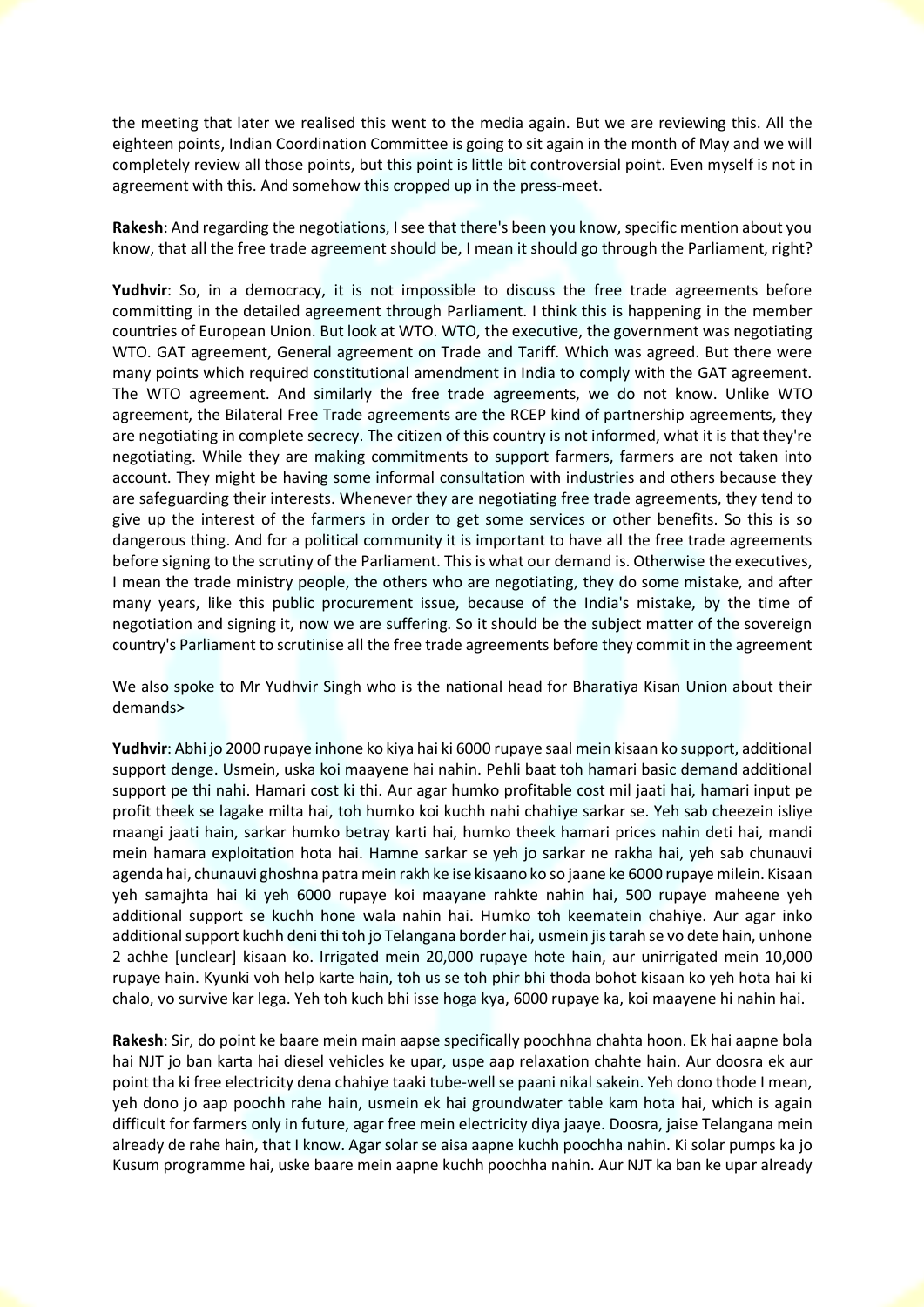the meeting that later we realised this went to the media again. But we are reviewing this. All the eighteen points, Indian Coordination Committee is going to sit again in the month of May and we will completely review all those points, but this point is little bit controversial point. Even myself is not in agreement with this. And somehow this cropped up in the press-meet.

**Rakesh**: And regarding the negotiations, I see that there's been you know, specific mention about you know, that all the free trade agreement should be, I mean it should go through the Parliament, right?

**Yudhvir**: So, in a democracy, it is not impossible to discuss the free trade agreements before committing in the detailed agreement through Parliament. I think this is happening in the member countries of European Union. But look at WTO. WTO, the executive, the government was negotiating WTO. GAT agreement, General agreement on Trade and Tariff. Which was agreed. But there were many points which required constitutional amendment in India to comply with the GAT agreement. The WTO agreement. And similarly the free trade agreements, we do not know. Unlike WTO agreement, the Bilateral Free Trade agreements are the RCEP kind of partnership agreements, they are negotiating in complete secrecy. The citizen of this country is not informed, what it is that they're negotiating. While they are making commitments to support farmers, farmers are not taken into account. They might be having some informal consultation with industries and others because they are safeguarding their interests. Whenever they are negotiating free trade agreements, they tend to give up the interest of the farmers in order to get some services or other benefits. So this is so dangerous thing. And for a political community it is important to have all the free trade agreements before signing to the scrutiny of the Parliament. This is what our demand is. Otherwise the executives, I mean the trade ministry people, the others who are negotiating, they do some mistake, and after many years, like this public procurement issue, because of the India's mistake, by the time of negotiation and signing it, now we are suffering. So it should be the subject matter of the sovereign country's Parliament to scrutinise all the free trade agreements before they commit in the agreement

We also spoke to Mr Yudhvir Singh who is the national head for Bharatiya Kisan Union about their demands>

**Yudhvir**: Abhi jo 2000 rupaye inhone ko kiya hai ki 6000 rupaye saal mein kisaan ko support, additional support denge. Usmein, uska koi maayene hai nahin. Pehli baat toh hamari basic demand additional support pe thi nahi. Hamari cost ki thi. Aur agar humko profitable cost mil jaati hai, hamari input pe profit theek se lagake milta hai, toh humko koi kuchh nahi chahiye sarkar se. Yeh sab cheezein isliye maangi jaati hain, sarkar humko betray karti hai, humko theek hamari prices nahin deti hai, mandi mein hamara exploitation hota hai. Hamne sarkar se yeh jo sarkar ne rakha hai, yeh sab chunauvi agenda hai, chunauvi ghoshna patra mein rakh ke ise kisaano ko so jaane ke 6000 rupaye milein. Kisaan yeh samajhta hai ki yeh 6000 rupaye koi maayane rahkte nahin hai, 500 rupaye maheene yeh additional support se kuchh hone wala nahin hai. Humko toh keematein chahiye. Aur agar inko additional support kuchh deni thi toh jo Telangana border hai, usmein jis tarah se vo dete hain, unhone 2 achhe [unclear] kisaan ko. Irrigated mein 20,000 rupaye hote hain, aur unirrigated mein 10,000 rupaye hain. Kyunki voh help karte hain, toh us se toh phir bhi thoda bohot kisaan ko yeh hota hai ki chalo, vo survive kar lega. Yeh toh kuch bhi isse hoga kya, 6000 rupaye ka, koi maayene hi nahin hai.

**Rakesh**: Sir, do point ke baare mein main aapse specifically poochhna chahta hoon. Ek hai aapne bola hai NJT jo ban karta hai diesel vehicles ke upar, uspe aap relaxation chahte hain. Aur doosra ek aur point tha ki free electricity dena chahiye taaki tube-well se paani nikal sakein. Yeh dono thode I mean, yeh dono jo aap poochh rahe hain, usmein ek hai groundwater table kam hota hai, which is again difficult for farmers only in future, agar free mein electricity diya jaaye. Doosra, jaise Telangana mein already de rahe hain, that I know. Agar solar se aisa aapne kuchh poochha nahin. Ki solar pumps ka jo Kusum programme hai, uske baare mein aapne kuchh poochha nahin. Aur NJT ka ban ke upar already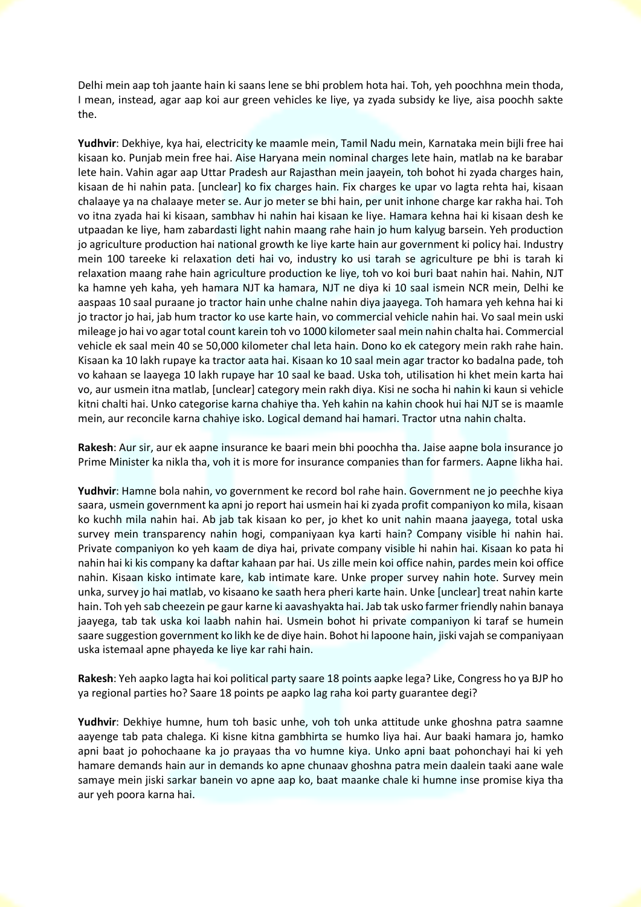Delhi mein aap toh jaante hain ki saans lene se bhi problem hota hai. Toh, yeh poochhna mein thoda, I mean, instead, agar aap koi aur green vehicles ke liye, ya zyada subsidy ke liye, aisa poochh sakte the.

**Yudhvir**: Dekhiye, kya hai, electricity ke maamle mein, Tamil Nadu mein, Karnataka mein bijli free hai kisaan ko. Punjab mein free hai. Aise Haryana mein nominal charges lete hain, matlab na ke barabar lete hain. Vahin agar aap Uttar Pradesh aur Rajasthan mein jaayein, toh bohot hi zyada charges hain, kisaan de hi nahin pata. [unclear] ko fix charges hain. Fix charges ke upar vo lagta rehta hai, kisaan chalaaye ya na chalaaye meter se. Aur jo meter se bhi hain, per unit inhone charge kar rakha hai. Toh vo itna zyada hai ki kisaan, sambhav hi nahin hai kisaan ke liye. Hamara kehna hai ki kisaan desh ke utpaadan ke liye, ham zabardasti light nahin maang rahe hain jo hum kalyug barsein. Yeh production jo agriculture production hai national growth ke liye karte hain aur government ki policy hai. Industry mein 100 tareeke ki relaxation deti hai vo, industry ko usi tarah se agriculture pe bhi is tarah ki relaxation maang rahe hain agriculture production ke liye, toh vo koi buri baat nahin hai. Nahin, NJT ka hamne yeh kaha, yeh hamara NJT ka hamara, NJT ne diya ki 10 saal ismein NCR mein, Delhi ke aaspaas 10 saal puraane jo tractor hain unhe chalne nahin diya jaayega. Toh hamara yeh kehna hai ki jo tractor jo hai, jab hum tractor ko use karte hain, vo commercial vehicle nahin hai. Vo saal mein uski mileage jo hai vo agar total count karein toh vo 1000 kilometer saal mein nahin chalta hai. Commercial vehicle ek saal mein 40 se 50,000 kilometer chal leta hain. Dono ko ek category mein rakh rahe hain. Kisaan ka 10 lakh rupaye ka tractor aata hai. Kisaan ko 10 saal mein agar tractor ko badalna pade, toh vo kahaan se laayega 10 lakh rupaye har 10 saal ke baad. Uska toh, utilisation hi khet mein karta hai vo, aur usmein itna matlab, [unclear] category mein rakh diya. Kisi ne socha hi nahin ki kaun si vehicle kitni chalti hai. Unko categorise karna chahiye tha. Yeh kahin na kahin chook hui hai NJT se is maamle mein, aur reconcile karna chahiye isko. Logical demand hai hamari. Tractor utna nahin chalta.

**Rakesh**: Aur sir, aur ek aapne insurance ke baari mein bhi poochha tha. Jaise aapne bola insurance jo Prime Minister ka nikla tha, voh it is more for insurance companies than for farmers. Aapne likha hai.

**Yudhvir**: Hamne bola nahin, vo government ke record bol rahe hain. Government ne jo peechhe kiya saara, usmein government ka apni jo report hai usmein hai ki zyada profit companiyon ko mila, kisaan ko kuchh mila nahin hai. Ab jab tak kisaan ko per, jo khet ko unit nahin maana jaayega, total uska survey mein transparency nahin hogi, companiyaan kya karti hain? Company visible hi nahin hai. Private companiyon ko yeh kaam de diya hai, private company visible hi nahin hai. Kisaan ko pata hi nahin hai ki kis company ka daftar kahaan par hai. Us zille mein koi office nahin, pardes mein koi office nahin. Kisaan kisko intimate kare, kab intimate kare. Unke proper survey nahin hote. Survey mein unka, survey jo hai matlab, vo kisaano ke saath hera pheri karte hain. Unke [unclear] treat nahin karte hain. Toh yeh sab cheezein pe gaur karne ki aavashyakta hai. Jab tak usko farmer friendly nahin banaya jaayega, tab tak uska koi laabh nahin hai. Usmein bohot hi private companiyon ki taraf se humein saare suggestion government ko likh ke de diye hain. Bohot hi lapoone hain, jiski vajah se companiyaan uska istemaal apne phayeda ke liye kar rahi hain.

**Rakesh**: Yeh aapko lagta hai koi political party saare 18 points aapke lega? Like, Congress ho ya BJP ho ya regional parties ho? Saare 18 points pe aapko lag raha koi party guarantee degi?

**Yudhvir**: Dekhiye humne, hum toh basic unhe, voh toh unka attitude unke ghoshna patra saamne aayenge tab pata chalega. Ki kisne kitna gambhirta se humko liya hai. Aur baaki hamara jo, hamko apni baat jo pohochaane ka jo prayaas tha vo humne kiya. Unko apni baat pohonchayi hai ki yeh hamare demands hain aur in demands ko apne chunaav ghoshna patra mein daalein taaki aane wale samaye mein jiski sarkar banein vo apne aap ko, baat maanke chale ki humne inse promise kiya tha aur yeh poora karna hai.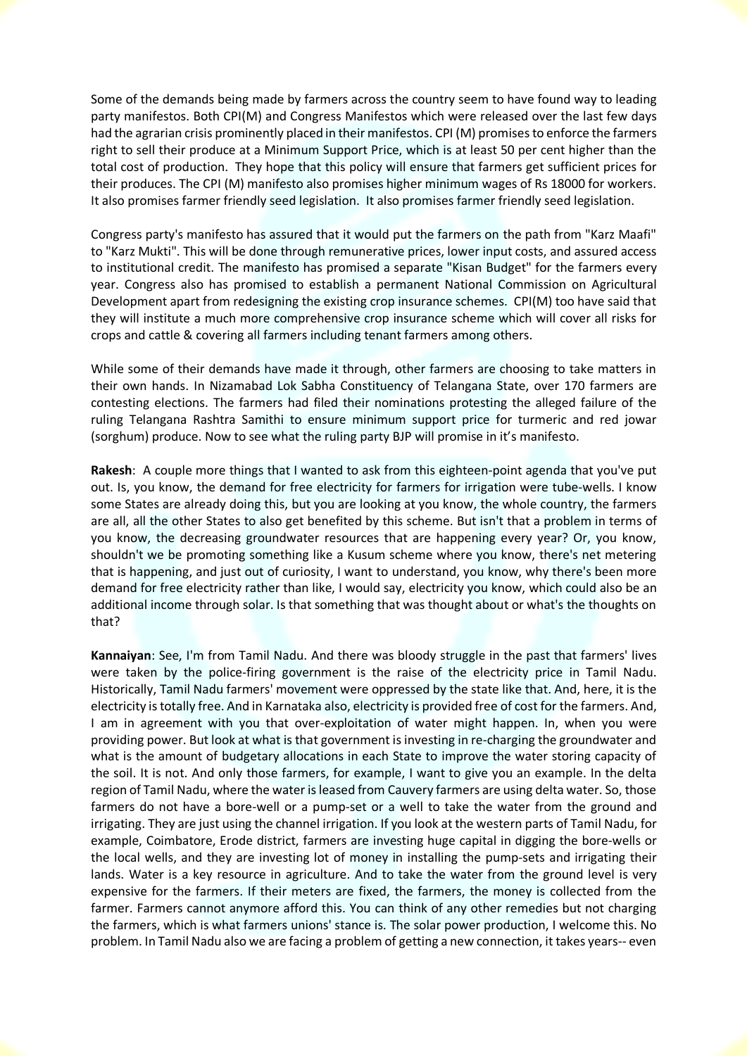Some of the demands being made by farmers across the country seem to have found way to leading party manifestos. Both CPI(M) and Congress Manifestos which were released over the last few days had the agrarian crisis prominently placed in their manifestos. CPI (M) promises to enforce the farmers right to sell their produce at a Minimum Support Price, which is at least 50 per cent higher than the total cost of production. They hope that this policy will ensure that farmers get sufficient prices for their produces. The CPI (M) manifesto also promises higher minimum wages of Rs 18000 for workers. It also promises farmer friendly seed legislation. It also promises farmer friendly seed legislation.

Congress party's manifesto has assured that it would put the farmers on the path from "Karz Maafi" to "Karz Mukti". This will be done through remunerative prices, lower input costs, and assured access to institutional credit. The manifesto has promised a separate "Kisan Budget" for the farmers every year. Congress also has promised to establish a permanent National Commission on Agricultural Development apart from redesigning the existing crop insurance schemes. CPI(M) too have said that they will institute a much more comprehensive crop insurance scheme which will cover all risks for crops and cattle & covering all farmers including tenant farmers among others.

While some of their demands have made it through, other farmers are choosing to take matters in their own hands. In Nizamabad Lok Sabha Constituency of Telangana State, over 170 farmers are contesting elections. The farmers had filed their nominations protesting the alleged failure of the ruling Telangana Rashtra Samithi to ensure minimum support price for turmeric and red jowar (sorghum) produce. Now to see what the ruling party BJP will promise in it's manifesto.

**Rakesh**: A couple more things that I wanted to ask from this eighteen-point agenda that you've put out. Is, you know, the demand for free electricity for farmers for irrigation were tube-wells. I know some States are already doing this, but you are looking at you know, the whole country, the farmers are all, all the other States to also get benefited by this scheme. But isn't that a problem in terms of you know, the decreasing groundwater resources that are happening every year? Or, you know, shouldn't we be promoting something like a Kusum scheme where you know, there's net metering that is happening, and just out of curiosity, I want to understand, you know, why there's been more demand for free electricity rather than like, I would say, electricity you know, which could also be an additional income through solar. Is that something that was thought about or what's the thoughts on that?

**Kannaiyan**: See, I'm from Tamil Nadu. And there was bloody struggle in the past that farmers' lives were taken by the police-firing government is the raise of the electricity price in Tamil Nadu. Historically, Tamil Nadu farmers' movement were oppressed by the state like that. And, here, it is the electricity is totally free. And in Karnataka also, electricity is provided free of cost for the farmers. And, I am in agreement with you that over-exploitation of water might happen. In, when you were providing power. But look at what is that government is investing in re-charging the groundwater and what is the amount of budgetary allocations in each State to improve the water storing capacity of the soil. It is not. And only those farmers, for example, I want to give you an example. In the delta region of Tamil Nadu, where the water is leased from Cauvery farmers are using delta water. So, those farmers do not have a bore-well or a pump-set or a well to take the water from the ground and irrigating. They are just using the channel irrigation. If you look at the western parts of Tamil Nadu, for example, Coimbatore, Erode district, farmers are investing huge capital in digging the bore-wells or the local wells, and they are investing lot of money in installing the pump-sets and irrigating their lands. Water is a key resource in agriculture. And to take the water from the ground level is very expensive for the farmers. If their meters are fixed, the farmers, the money is collected from the farmer. Farmers cannot anymore afford this. You can think of any other remedies but not charging the farmers, which is what farmers unions' stance is. The solar power production, I welcome this. No problem. In Tamil Nadu also we are facing a problem of getting a new connection, it takes years-- even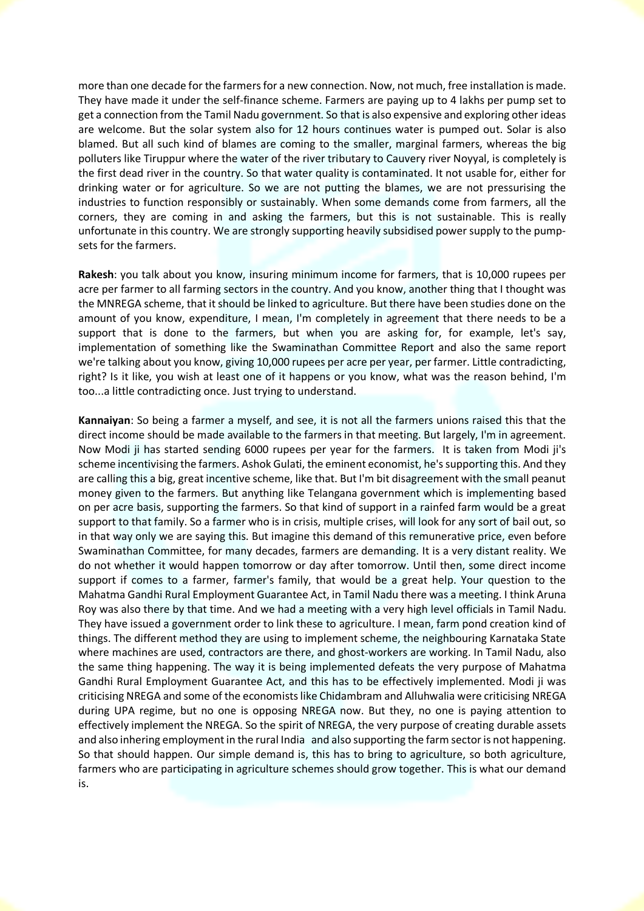more than one decade for the farmers for a new connection. Now, not much, free installation is made. They have made it under the self-finance scheme. Farmers are paying up to 4 lakhs per pump set to get a connection from the Tamil Nadu government. So that is also expensive and exploring other ideas are welcome. But the solar system also for 12 hours continues water is pumped out. Solar is also blamed. But all such kind of blames are coming to the smaller, marginal farmers, whereas the big polluters like Tiruppur where the water of the river tributary to Cauvery river Noyyal, is completely is the first dead river in the country. So that water quality is contaminated. It not usable for, either for drinking water or for agriculture. So we are not putting the blames, we are not pressurising the industries to function responsibly or sustainably. When some demands come from farmers, all the corners, they are coming in and asking the farmers, but this is not sustainable. This is really unfortunate in this country. We are strongly supporting heavily subsidised power supply to the pump-sets for the farmers.

**Rakesh**: you talk about you know, insuring minimum income for farmers, that is 10,000 rupees per acre per farmer to all farming sectors in the country. And you know, another thing that I thought was the MNREGA scheme, that it should be linked to agriculture. But there have been studies done on the amount of you know, expenditure, I mean, I'm completely in agreement that there needs to be a support that is done to the farmers, but when you are asking for, for example, let's say, implementation of something like the Swaminathan Committee Report and also the same report we're talking about you know, giving 10,000 rupees per acre per year, per farmer. Little contradicting, right? Is it like, you wish at least one of it happens or you know, what was the reason behind, I'm too...a little contradicting once. Just trying to understand.

**Kannaiyan**: So being a farmer a myself, and see, it is not all the farmers unions raised this that the direct income should be made available to the farmers in that meeting. But largely, I'm in agreement. Now Modi ji has started sending 6000 rupees per year for the farmers. It is taken from Modi ji's scheme incentivising the farmers. Ashok Gulati, the eminent economist, he's supporting this. And they are calling this a big, great incentive scheme, like that. But I'm bit disagreement with the small peanut money given to the farmers. But anything like Telangana government which is implementing based on per acre basis, supporting the farmers. So that kind of support in a rainfed farm would be a great support to that family. So a farmer who is in crisis, multiple crises, will look for any sort of bail out, so in that way only we are saying this. But imagine this demand of this remunerative price, even before Swaminathan Committee, for many decades, farmers are demanding. It is a very distant reality. We do not whether it would happen tomorrow or day after tomorrow. Until then, some direct income support if comes to a farmer, farmer's family, that would be a great help. Your question to the Mahatma Gandhi Rural Employment Guarantee Act, in Tamil Nadu there was a meeting. I think Aruna Roy was also there by that time. And we had a meeting with a very high level officials in Tamil Nadu. They have issued a government order to link these to agriculture. I mean, farm pond creation kind of things. The different method they are using to implement scheme, the neighbouring Karnataka State where machines are used, contractors are there, and ghost-workers are working. In Tamil Nadu, also the same thing happening. The way it is being implemented defeats the very purpose of Mahatma Gandhi Rural Employment Guarantee Act, and this has to be effectively implemented. Modi ji was criticising NREGA and some of the economists like Chidambram and Alluhwalia were criticising NREGA during UPA regime, but no one is opposing NREGA now. But they, no one is paying attention to effectively implement the NREGA. So the spirit of NREGA, the very purpose of creating durable assets and also inhering employment in the rural India and also supporting the farm sector is not happening. So that should happen. Our simple demand is, this has to bring to agriculture, so both agriculture, farmers who are participating in agriculture schemes should grow together. This is what our demand is.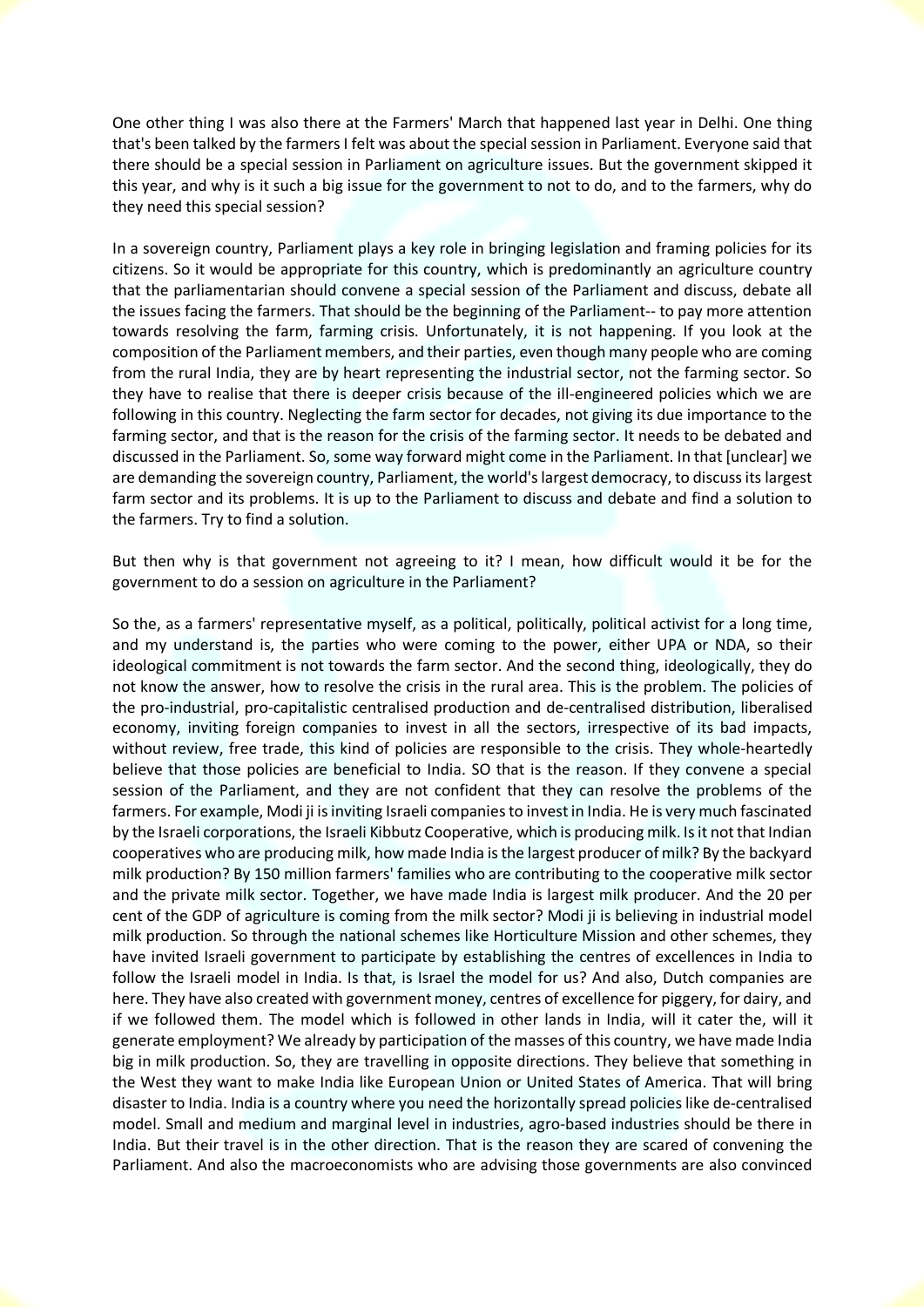One other thing I was also there at the Farmers' March that happened last year in Delhi. One thing that's been talked by the farmers I felt was about the special session in Parliament. Everyone said that there should be a special session in Parliament on agriculture issues. But the government skipped it this year, and why is it such a big issue for the government to not to do, and to the farmers, why do they need this special session?

In a sovereign country, Parliament plays a key role in bringing legislation and framing policies for its citizens. So it would be appropriate for this country, which is predominantly an agriculture country that the parliamentarian should convene a special session of the Parliament and discuss, debate all the issues facing the farmers. That should be the beginning of the Parliament-- to pay more attention towards resolving the farm, farming crisis. Unfortunately, it is not happening. If you look at the composition of the Parliament members, and their parties, even though many people who are coming from the rural India, they are by heart representing the industrial sector, not the farming sector. So they have to realise that there is deeper crisis because of the ill-engineered policies which we are following in this country. Neglecting the farm sector for decades, not giving its due importance to the farming sector, and that is the reason for the crisis of the farming sector. It needs to be debated and discussed in the Parliament. So, some way forward might come in the Parliament. In that [unclear] we are demanding the sovereign country, Parliament, the world's largest democracy, to discuss its largest farm sector and its problems. It is up to the Parliament to discuss and debate and find a solution to the farmers. Try to find a solution.

But then why is that government not agreeing to it? I mean, how difficult would it be for the government to do a session on agriculture in the Parliament?

So the, as a farmers' representative myself, as a political, politically, political activist for a long time, and my understand is, the parties who were coming to the power, either UPA or NDA, so their ideological commitment is not towards the farm sector. And the second thing, ideologically, they do not know the answer, how to resolve the crisis in the rural area. This is the problem. The policies of the pro-industrial, pro-capitalistic centralised production and de-centralised distribution, liberalised economy, inviting foreign companies to invest in all the sectors, irrespective of its bad impacts, without review, free trade, this kind of policies are responsible to the crisis. They whole-heartedly believe that those policies are beneficial to India. SO that is the reason. If they convene a special session of the Parliament, and they are not confident that they can resolve the problems of the farmers. For example, Modi ji is inviting Israeli companies to invest in India. He is very much fascinated by the Israeli corporations, the Israeli Kibbutz Cooperative, which is producing milk. Is it not that Indian cooperatives who are producing milk, how made India is the largest producer of milk? By the backyard milk production? By 150 million farmers' families who are contributing to the cooperative milk sector and the private milk sector. Together, we have made India is largest milk producer. And the 20 per cent of the GDP of agriculture is coming from the milk sector? Modi ji is believing in industrial model milk production. So through the national schemes like Horticulture Mission and other schemes, they have invited Israeli government to participate by establishing the centres of excellences in India to follow the Israeli model in India. Is that, is Israel the model for us? And also, Dutch companies are here. They have also created with government money, centres of excellence for piggery, for dairy, and if we followed them. The model which is followed in other lands in India, will it cater the, will it generate employment? We already by participation of the masses of this country, we have made India big in milk production. So, they are travelling in opposite directions. They believe that something in the West they want to make India like European Union or United States of America. That will bring disaster to India. India is a country where you need the horizontally spread policies like de-centralised model. Small and medium and marginal level in industries, agro-based industries should be there in India. But their travel is in the other direction. That is the reason they are scared of convening the Parliament. And also the macroeconomists who are advising those governments are also convinced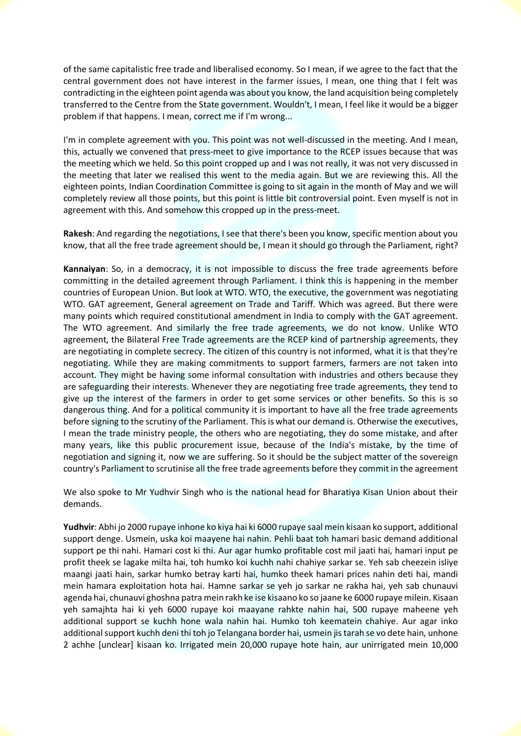of the same capitalistic free trade and liberalised economy. So I mean, if we agree to the fact that the central government does not have interest in the farmer issues, I mean, one thing that I felt was contradicting in the eighteen point agenda was about you know, the land acquisition being completely transferred to the Centre from the State government. Wouldn't, I mean, I feel like it would be a bigger problem if that happens. I mean, correct me if I'm wrong...

I'm in complete agreement with you. This point was not well-discussed in the meeting. And I mean, this, actually we convened that press-meet to give importance to the RCEP issues because that was the meeting which we held. So this point cropped up and I was not really, it was not very discussed in the meeting that later we realised this went to the media again. But we are reviewing this. All the eighteen points, Indian Coordination Committee is going to sit again in the month of May and we will completely review all those points, but this point is little bit controversial point. Even myself is not in agreement with this. And somehow this cropped up in the press-meet.

**Rakesh**: And regarding the negotiations, I see that there's been you know, specific mention about you know, that all the free trade agreement should be, I mean it should go through the Parliament, right?

**Kannaiyan**: So, in a democracy, it is not impossible to discuss the free trade agreements before committing in the detailed agreement through Parliament. I think this is happening in the member countries of European Union. But look at WTO. WTO, the executive, the government was negotiating WTO. GAT agreement, General agreement on Trade and Tariff. Which was agreed. But there were many points which required constitutional amendment in India to comply with the GAT agreement. The WTO agreement. And similarly the free trade agreements, we do not know. Unlike WTO agreement, the Bilateral Free Trade agreements are the RCEP kind of partnership agreements, they are negotiating in complete secrecy. The citizen of this country is not informed, what it is that they're negotiating. While they are making commitments to support farmers, farmers are not taken into account. They might be having some informal consultation with industries and others because they are safeguarding their interests. Whenever they are negotiating free trade agreements, they tend to give up the interest of the farmers in order to get some services or other benefits. So this is so dangerous thing. And for a political community it is important to have all the free trade agreements before signing to the scrutiny of the Parliament. This is what our demand is. Otherwise the executives, I mean the trade ministry people, the others who are negotiating, they do some mistake, and after many years, like this public procurement issue, because of the India's mistake, by the time of negotiation and signing it, now we are suffering. So it should be the subject matter of the sovereign country's Parliament to scrutinise all the free trade agreements before they commit in the agreement

We also spoke to Mr Yudhvir Singh who is the national head for Bharatiya Kisan Union about their demands.

**Yudhvir**: Abhi jo 2000 rupaye inhone ko kiya hai ki 6000 rupaye saal mein kisaan ko support, additional support denge. Usmein, uska koi maayene hai nahin. Pehli baat toh hamari basic demand additional support pe thi nahi. Hamari cost ki thi. Aur agar humko profitable cost mil jaati hai, hamari input pe profit theek se lagake milta hai, toh humko koi kuchh nahi chahiye sarkar se. Yeh sab cheezein isliye maangi jaati hain, sarkar humko betray karti hai, humko theek hamari prices nahin deti hai, mandi mein hamara exploitation hota hai. Hamne sarkar se yeh jo sarkar ne rakha hai, yeh sab chunauvi agenda hai, chunauvi ghoshna patra mein rakh ke ise kisaano ko so jaane ke 6000 rupaye milein. Kisaan yeh samajhta hai ki yeh 6000 rupaye koi maayane rahkte nahin hai, 500 rupaye maheene yeh additional support se kuchh hone wala nahin hai. Humko toh keematein chahiye. Aur agar inko additional support kuchh deni thi toh jo Telangana border hai, usmein jis tarah se vo dete hain, unhone 2 achhe [unclear] kisaan ko. Irrigated mein 20,000 rupaye hote hain, aur unirrigated mein 10,000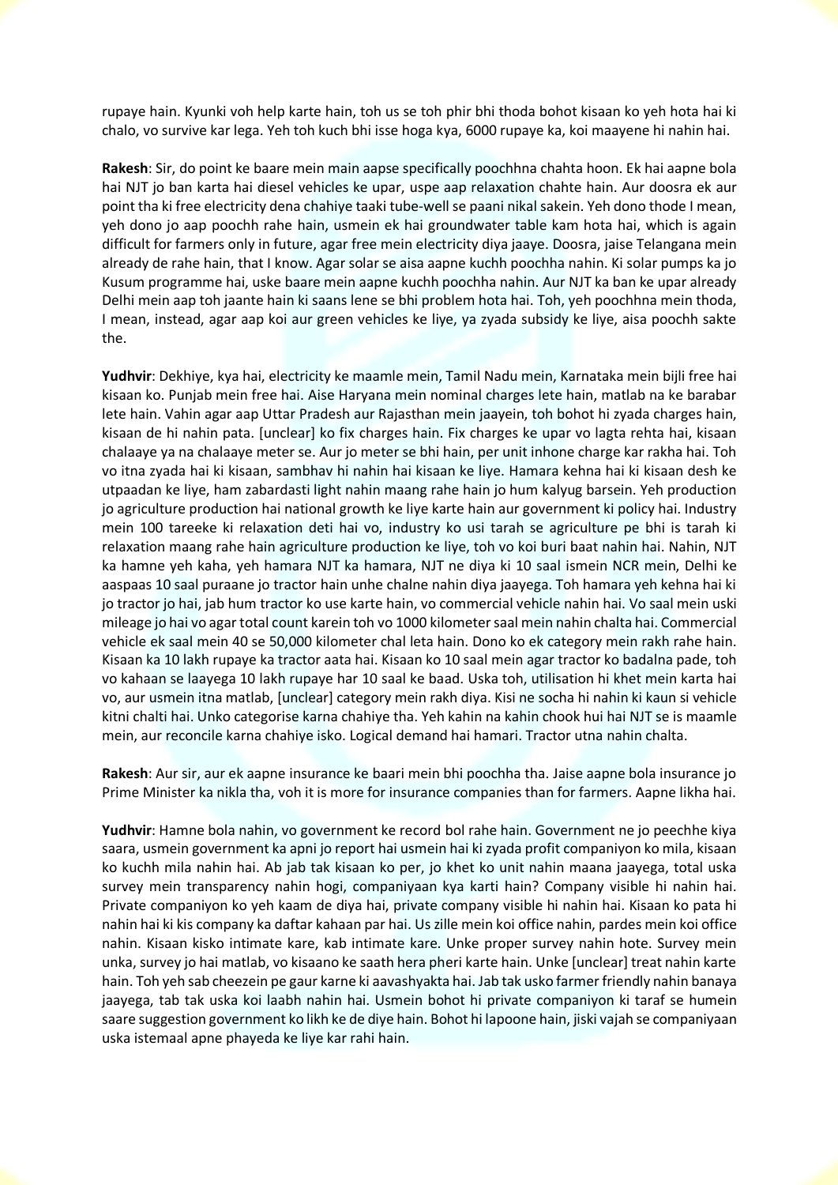rupaye hain. Kyunki voh help karte hain, toh us se toh phir bhi thoda bohot kisaan ko yeh hota hai ki chalo, vo survive kar lega. Yeh toh kuch bhi isse hoga kya, 6000 rupaye ka, koi maayene hi nahin hai.

**Rakesh**: Sir, do point ke baare mein main aapse specifically poochhna chahta hoon. Ek hai aapne bola hai NJT jo ban karta hai diesel vehicles ke upar, uspe aap relaxation chahte hain. Aur doosra ek aur point tha ki free electricity dena chahiye taaki tube-well se paani nikal sakein. Yeh dono thode I mean, yeh dono jo aap poochh rahe hain, usmein ek hai groundwater table kam hota hai, which is again difficult for farmers only in future, agar free mein electricity diya jaaye. Doosra, jaise Telangana mein already de rahe hain, that I know. Agar solar se aisa aapne kuchh poochha nahin. Ki solar pumps ka jo Kusum programme hai, uske baare mein aapne kuchh poochha nahin. Aur NJT ka ban ke upar already Delhi mein aap toh jaante hain ki saans lene se bhi problem hota hai. Toh, yeh poochhna mein thoda, I mean, instead, agar aap koi aur green vehicles ke liye, ya zyada subsidy ke liye, aisa poochh sakte the.

**Yudhvir**: Dekhiye, kya hai, electricity ke maamle mein, Tamil Nadu mein, Karnataka mein bijli free hai kisaan ko. Punjab mein free hai. Aise Haryana mein nominal charges lete hain, matlab na ke barabar lete hain. Vahin agar aap Uttar Pradesh aur Rajasthan mein jaayein, toh bohot hi zyada charges hain, kisaan de hi nahin pata. [unclear] ko fix charges hain. Fix charges ke upar vo lagta rehta hai, kisaan chalaaye ya na chalaaye meter se. Aur jo meter se bhi hain, per unit inhone charge kar rakha hai. Toh vo itna zyada hai ki kisaan, sambhav hi nahin hai kisaan ke liye. Hamara kehna hai ki kisaan desh ke utpaadan ke liye, ham zabardasti light nahin maang rahe hain jo hum kalyug barsein. Yeh production jo agriculture production hai national growth ke liye karte hain aur government ki policy hai. Industry mein 100 tareeke ki relaxation deti hai vo, industry ko usi tarah se agriculture pe bhi is tarah ki relaxation maang rahe hain agriculture production ke liye, toh vo koi buri baat nahin hai. Nahin, NJT ka hamne yeh kaha, yeh hamara NJT ka hamara, NJT ne diya ki 10 saal ismein NCR mein, Delhi ke aaspaas 10 saal puraane jo tractor hain unhe chalne nahin diya jaayega. Toh hamara yeh kehna hai ki jo tractor jo hai, jab hum tractor ko use karte hain, vo commercial vehicle nahin hai. Vo saal mein uski mileage jo hai vo agar total count karein toh vo 1000 kilometer saal mein nahin chalta hai. Commercial vehicle ek saal mein 40 se 50,000 kilometer chal leta hain. Dono ko ek category mein rakh rahe hain. Kisaan ka 10 lakh rupaye ka tractor aata hai. Kisaan ko 10 saal mein agar tractor ko badalna pade, toh vo kahaan se laayega 10 lakh rupaye har 10 saal ke baad. Uska toh, utilisation hi khet mein karta hai vo, aur usmein itna matlab, [unclear] category mein rakh diya. Kisi ne socha hi nahin ki kaun si vehicle kitni chalti hai. Unko categorise karna chahiye tha. Yeh kahin na kahin chook hui hai NJT se is maamle mein, aur reconcile karna chahiye isko. Logical demand hai hamari. Tractor utna nahin chalta.

**Rakesh**: Aur sir, aur ek aapne insurance ke baari mein bhi poochha tha. Jaise aapne bola insurance jo Prime Minister ka nikla tha, voh it is more for insurance companies than for farmers. Aapne likha hai.

**Yudhvir**: Hamne bola nahin, vo government ke record bol rahe hain. Government ne jo peechhe kiya saara, usmein government ka apni jo report hai usmein hai ki zyada profit companiyon ko mila, kisaan ko kuchh mila nahin hai. Ab jab tak kisaan ko per, jo khet ko unit nahin maana jaayega, total uska survey mein transparency nahin hogi, companiyaan kya karti hain? Company visible hi nahin hai. Private companiyon ko yeh kaam de diya hai, private company visible hi nahin hai. Kisaan ko pata hi nahin hai ki kis company ka daftar kahaan par hai. Us zille mein koi office nahin, pardes mein koi office nahin. Kisaan kisko intimate kare, kab intimate kare. Unke proper survey nahin hote. Survey mein unka, survey jo hai matlab, vo kisaano ke saath hera pheri karte hain. Unke [unclear] treat nahin karte hain. Toh yeh sab cheezein pe gaur karne ki aavashyakta hai. Jab tak usko farmer friendly nahin banaya jaayega, tab tak uska koi laabh nahin hai. Usmein bohot hi private companiyon ki taraf se humein saare suggestion government ko likh ke de diye hain. Bohot hi lapoone hain, jiski vajah se companiyaan uska istemaal apne phayeda ke liye kar rahi hain.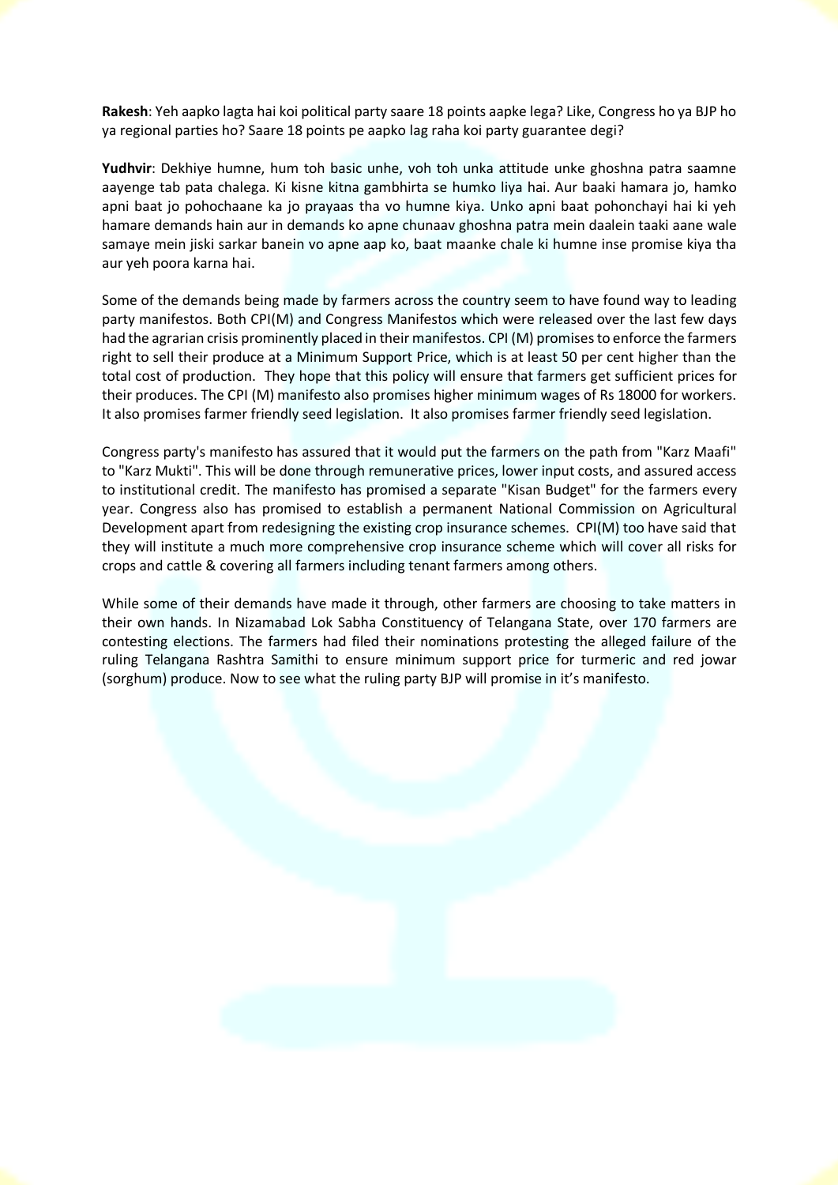**Rakesh**: Yeh aapko lagta hai koi political party saare 18 points aapke lega? Like, Congress ho ya BJP ho ya regional parties ho? Saare 18 points pe aapko lag raha koi party guarantee degi?

**Yudhvir**: Dekhiye humne, hum toh basic unhe, voh toh unka attitude unke ghoshna patra saamne aayenge tab pata chalega. Ki kisne kitna gambhirta se humko liya hai. Aur baaki hamara jo, hamko apni baat jo pohochaane ka jo prayaas tha vo humne kiya. Unko apni baat pohonchayi hai ki yeh hamare demands hain aur in demands ko apne chunaav ghoshna patra mein daalein taaki aane wale samaye mein jiski sarkar banein vo apne aap ko, baat maanke chale ki humne inse promise kiya tha aur yeh poora karna hai.

Some of the demands being made by farmers across the country seem to have found way to leading party manifestos. Both CPI(M) and Congress Manifestos which were released over the last few days had the agrarian crisis prominently placed in their manifestos. CPI (M) promises to enforce the farmers right to sell their produce at a Minimum Support Price, which is at least 50 per cent higher than the total cost of production. They hope that this policy will ensure that farmers get sufficient prices for their produces. The CPI (M) manifesto also promises higher minimum wages of Rs 18000 for workers. It also promises farmer friendly seed legislation. It also promises farmer friendly seed legislation.

Congress party's manifesto has assured that it would put the farmers on the path from "Karz Maafi" to "Karz Mukti". This will be done through remunerative prices, lower input costs, and assured access to institutional credit. The manifesto has promised a separate "Kisan Budget" for the farmers every year. Congress also has promised to establish a permanent National Commission on Agricultural Development apart from redesigning the existing crop insurance schemes. CPI(M) too have said that they will institute a much more comprehensive crop insurance scheme which will cover all risks for crops and cattle & covering all farmers including tenant farmers among others.

While some of their demands have made it through, other farmers are choosing to take matters in their own hands. In Nizamabad Lok Sabha Constituency of Telangana State, over 170 farmers are contesting elections. The farmers had filed their nominations protesting the alleged failure of the ruling Telangana Rashtra Samithi to ensure minimum support price for turmeric and red jowar (sorghum) produce. Now to see what the ruling party BJP will promise in it's manifesto.